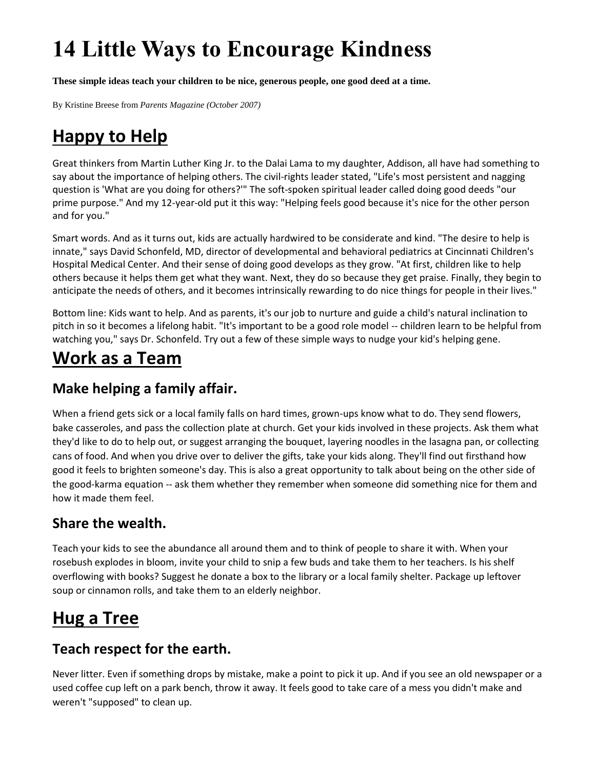# 14 Little Ways to Encourage Kindness

**These simple ideas teach your children to be nice, generous people, one good deed at a time.**

By Kristine Breese from *Parents Magazine (October 2007)*

# Happy to Help

Great thinkers from Martin Luther King Jr. to the Dalai Lama to my daughter, Addison, all have had something to say about the importance of helping others. The civil-rights leader stated, "Life's most persistent and nagging question is 'What are you doing for others?'" The soft-spoken spiritual leader called doing good deeds "our prime purpose." And my 12-year-old put it this way: "Helping feels good because it's nice for the other person and for you."

Smart words. And as it turns out, kids are actually hardwired to be considerate and kind. "The desire to help is innate," says David Schonfeld, MD, director of developmental and behavioral pediatrics at Cincinnati Children's Hospital Medical Center. And their sense of doing good develops as they grow. "At first, children like to help others because it helps them get what they want. Next, they do so because they get praise. Finally, they begin to anticipate the needs of others, and it becomes intrinsically rewarding to do nice things for people in their lives."

Bottom line: Kids want to help. And as parents, it's our job to nurture and guide a child's natural inclination to pitch in so it becomes a lifelong habit. "It's important to be a good role model -- children learn to be helpful from watching you," says Dr. Schonfeld. Try out a few of these simple ways to nudge your kid's helping gene.

# Work as a Team

## Make helping a family affair.

When a friend gets sick or a local family falls on hard times, grown-ups know what to do. They send flowers, bake casseroles, and pass the collection plate at church. Get your kids involved in these projects. Ask them what they'd like to do to help out, or suggest arranging the bouquet, layering noodles in the lasagna pan, or collecting cans of food. And when you drive over to deliver the gifts, take your kids along. They'll find out firsthand how good it feels to brighten someone's day. This is also a great opportunity to talk about being on the other side of the good-karma equation -- ask them whether they remember when someone did something nice for them and how it made them feel.

## Share the wealth.

Teach your kids to see the abundance all around them and to think of people to share it with. When your rosebush explodes in bloom, invite your child to snip a few buds and take them to her teachers. Is his shelf overflowing with books? Suggest he donate a box to the library or a local family shelter. Package up leftover soup or cinnamon rolls, and take them to an elderly neighbor.

# Hug a Tree

## Teach respect for the earth.

Never litter. Even if something drops by mistake, make a point to pick it up. And if you see an old newspaper or a used coffee cup left on a park bench, throw it away. It feels good to take care of a mess you didn't make and weren't "supposed" to clean up.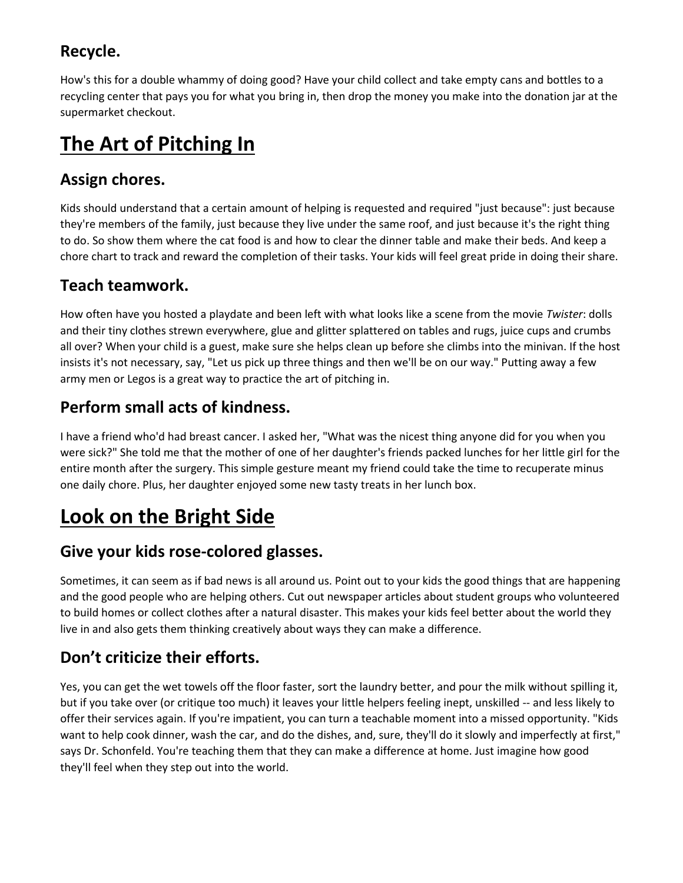### Recycle.

How's this for a double whammy of doing good? Have your child collect and take empty cans and bottles to a recycling center that pays you for what you bring in, then drop the money you make into the donation jar at the supermarket checkout.

# The Art of Pitching In

### Assign chores.

Kids should understand that a certain amount of helping is requested and required "just because": just because they're members of the family, just because they live under the same roof, and just because it's the right thing to do. So show them where the cat food is and how to clear the dinner table and make their beds. And keep a chore chart to track and reward the completion of their tasks. Your kids will feel great pride in doing their share.

### Teach teamwork.

How often have you hosted a playdate and been left with what looks like a scene from the movie *Twister*: dolls and their tiny clothes strewn everywhere, glue and glitter splattered on tables and rugs, juice cups and crumbs all over? When your child is a guest, make sure she helps clean up before she climbs into the minivan. If the host insists it's not necessary, say, "Let us pick up three things and then we'll be on our way." Putting away a few army men or Legos is a great way to practice the art of pitching in.

### Perform small acts of kindness.

I have a friend who'd had breast cancer. I asked her, "What was the nicest thing anyone did for you when you were sick?" She told me that the mother of one of her daughter's friends packed lunches for her little girl for the entire month after the surgery. This simple gesture meant my friend could take the time to recuperate minus one daily chore. Plus, her daughter enjoyed some new tasty treats in her lunch box.

# Look on the Bright Side

### Give your kids rose-colored glasses.

Sometimes, it can seem as if bad news is all around us. Point out to your kids the good things that are happening and the good people who are helping others. Cut out newspaper articles about student groups who volunteered to build homes or collect clothes after a natural disaster. This makes your kids feel better about the world they live in and also gets them thinking creatively about ways they can make a difference.

### Don't criticize their efforts.

Yes, you can get the wet towels off the floor faster, sort the laundry better, and pour the milk without spilling it, but if you take over (or critique too much) it leaves your little helpers feeling inept, unskilled -- and less likely to offer their services again. If you're impatient, you can turn a teachable moment into a missed opportunity. "Kids want to help cook dinner, wash the car, and do the dishes, and, sure, they'll do it slowly and imperfectly at first," says Dr. Schonfeld. You're teaching them that they can make a difference at home. Just imagine how good they'll feel when they step out into the world.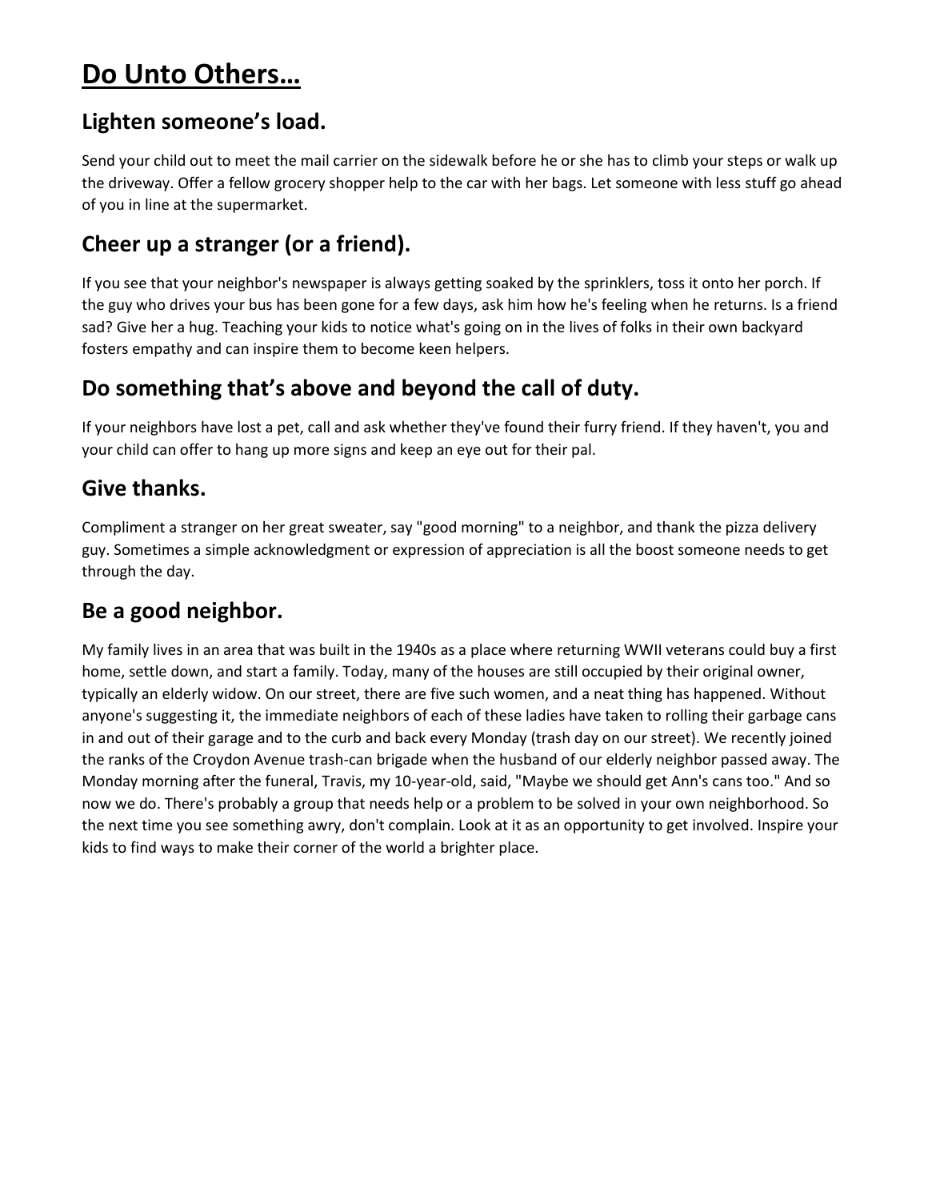# Do Unto Others…

## Lighten someone's load.

Send your child out to meet the mail carrier on the sidewalk before he or she has to climb your steps or walk up the driveway. Offer a fellow grocery shopper help to the car with her bags. Let someone with less stuff go ahead of you in line at the supermarket.

## Cheer up a stranger (or a friend).

If you see that your neighbor's newspaper is always getting soaked by the sprinklers, toss it onto her porch. If the guy who drives your bus has been gone for a few days, ask him how he's feeling when he returns. Is a friend sad? Give her a hug. Teaching your kids to notice what's going on in the lives of folks in their own backyard fosters empathy and can inspire them to become keen helpers.

## Do something that's above and beyond the call of duty.

If your neighbors have lost a pet, call and ask whether they've found their furry friend. If they haven't, you and your child can offer to hang up more signs and keep an eye out for their pal.

## Give thanks.

Compliment a stranger on her great sweater, say "good morning" to a neighbor, and thank the pizza delivery guy. Sometimes a simple acknowledgment or expression of appreciation is all the boost someone needs to get through the day.

## Be a good neighbor.

My family lives in an area that was built in the 1940s as a place where returning WWII veterans could buy a first home, settle down, and start a family. Today, many of the houses are still occupied by their original owner, typically an elderly widow. On our street, there are five such women, and a neat thing has happened. Without anyone's suggesting it, the immediate neighbors of each of these ladies have taken to rolling their garbage cans in and out of their garage and to the curb and back every Monday (trash day on our street). We recently joined the ranks of the Croydon Avenue trash-can brigade when the husband of our elderly neighbor passed away. The Monday morning after the funeral, Travis, my 10-year-old, said, "Maybe we should get Ann's cans too." And so now we do. There's probably a group that needs help or a problem to be solved in your own neighborhood. So the next time you see something awry, don't complain. Look at it as an opportunity to get involved. Inspire your kids to find ways to make their corner of the world a brighter place.